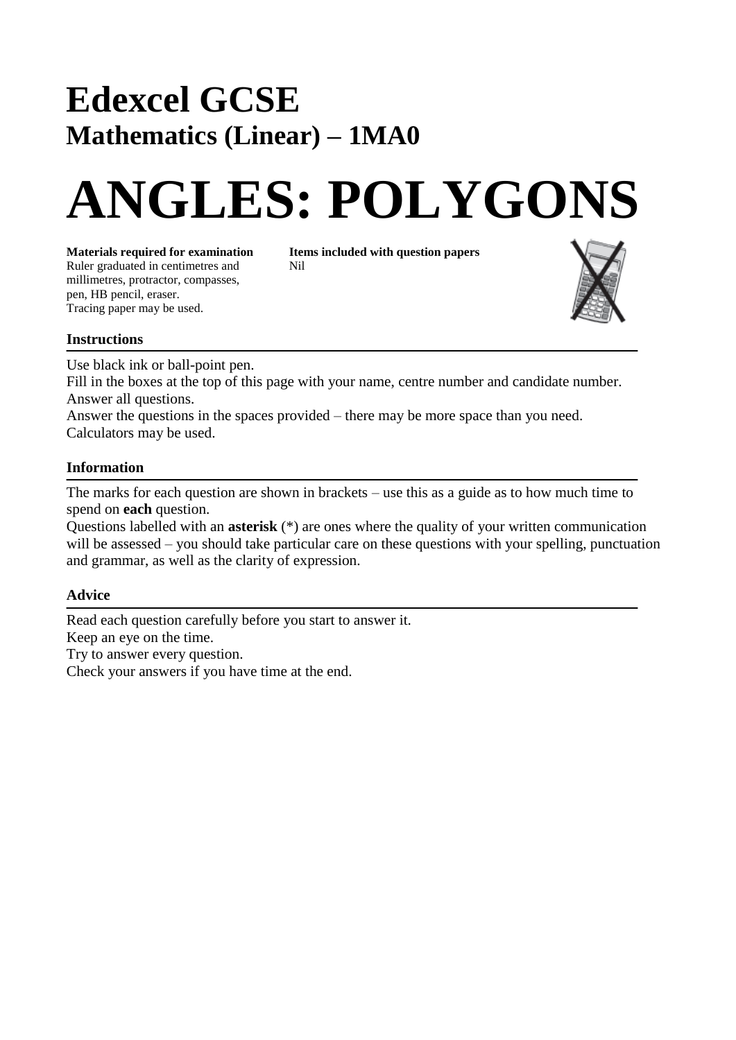# Edexcel GCSE

## Mathematics (Linear) – 1MA0

# ANGLES: POLYGONS

**Materials required for examination**
Ruler graduated in centimetres and millimetres, protractor, compasses, pen, HB pencil, eraser.
Tracing paper may be used.

**Items included with question papers**
Nil

### Instructions

Use black ink or ball-point pen.
Fill in the boxes at the top of this page with your name, centre number and candidate number.
Answer all questions.
Answer the questions in the spaces provided – there may be more space than you need.
Calculators may be used.

### Information

The marks for each question are shown in brackets – use this as a guide as to how much time to spend on **each** question.
Questions labelled with an **asterisk** (*) are ones where the quality of your written communication will be assessed – you should take particular care on these questions with your spelling, punctuation and grammar, as well as the clarity of expression.

### Advice

Read each question carefully before you start to answer it.
Keep an eye on the time.
Try to answer every question.
Check your answers if you have time at the end.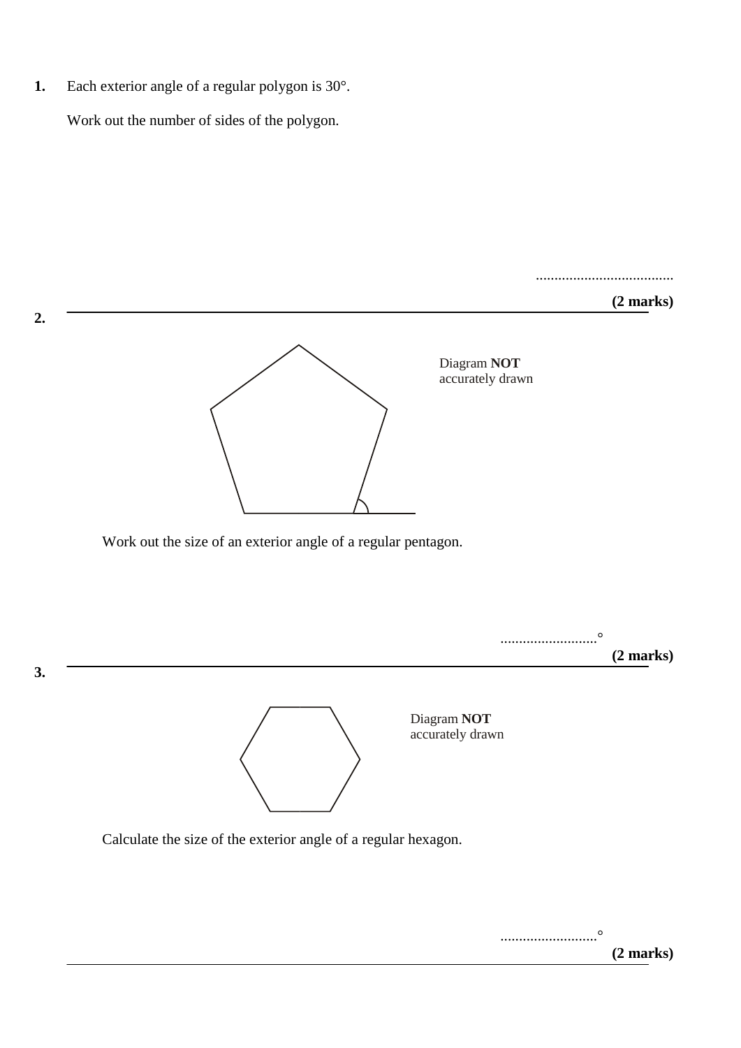**1.** Each exterior angle of a regular polygon is 30°.

Work out the number of sides of the polygon.

.....................................

**(2 marks)**

---

**2.**

Diagram **NOT** accurately drawn

Work out the size of an exterior angle of a regular pentagon.

..........................°

**(2 marks)**

---

**3.**

Diagram **NOT** accurately drawn

Calculate the size of the exterior angle of a regular hexagon.

..........................°

**(2 marks)**

---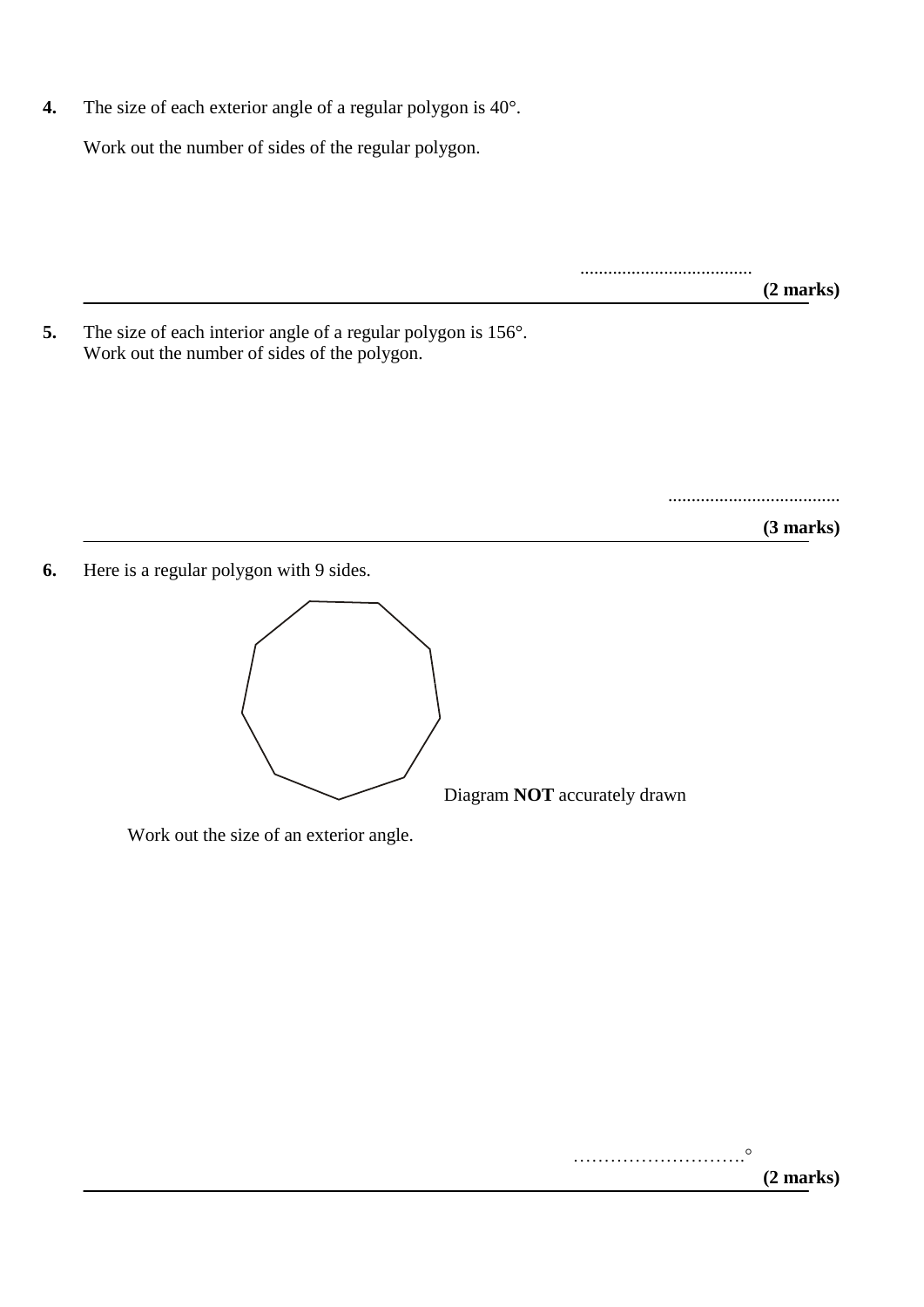**4.** The size of each exterior angle of a regular polygon is 40°.

Work out the number of sides of the regular polygon.

.....................................

**(2 marks)**

---

**5.** The size of each interior angle of a regular polygon is 156°.
Work out the number of sides of the polygon.

.....................................

**(3 marks)**

---

**6.** Here is a regular polygon with 9 sides.

Diagram **NOT** accurately drawn

Work out the size of an exterior angle.

……………………….°

**(2 marks)**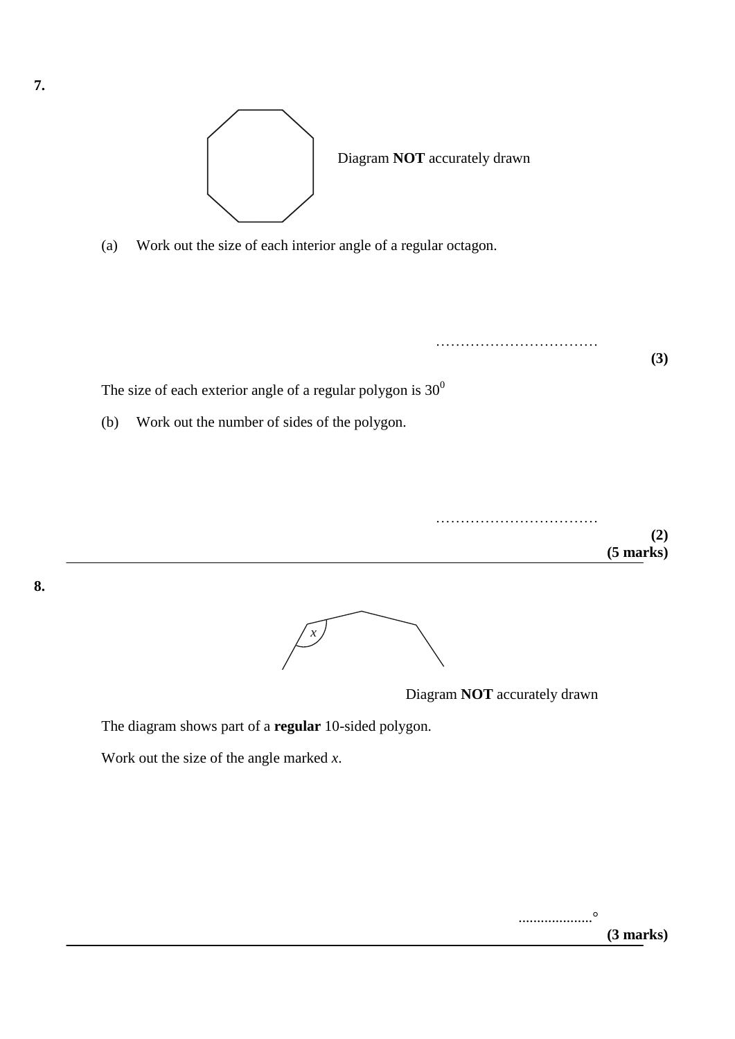**7.**

Diagram **NOT** accurately drawn

(a) Work out the size of each interior angle of a regular octagon.

……………………………

**(3)**

The size of each exterior angle of a regular polygon is $30^0$

(b) Work out the number of sides of the polygon.

……………………………

**(2)**

**(5 marks)**

---

**8.**

Diagram **NOT** accurately drawn

The diagram shows part of a **regular** 10-sided polygon.

Work out the size of the angle marked *x*.

....................°

**(3 marks)**

---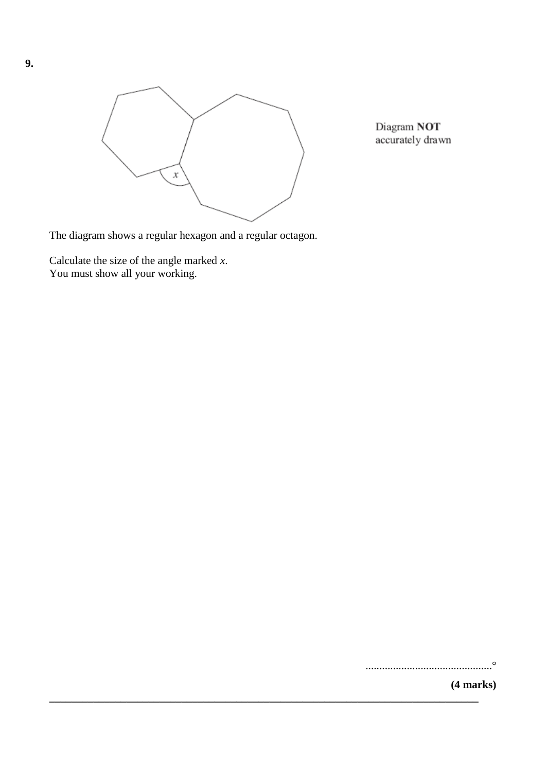**9.**

Diagram **NOT** accurately drawn

The diagram shows a regular hexagon and a regular octagon.

Calculate the size of the angle marked $x$.
You must show all your working.

..............................................°

**(4 marks)**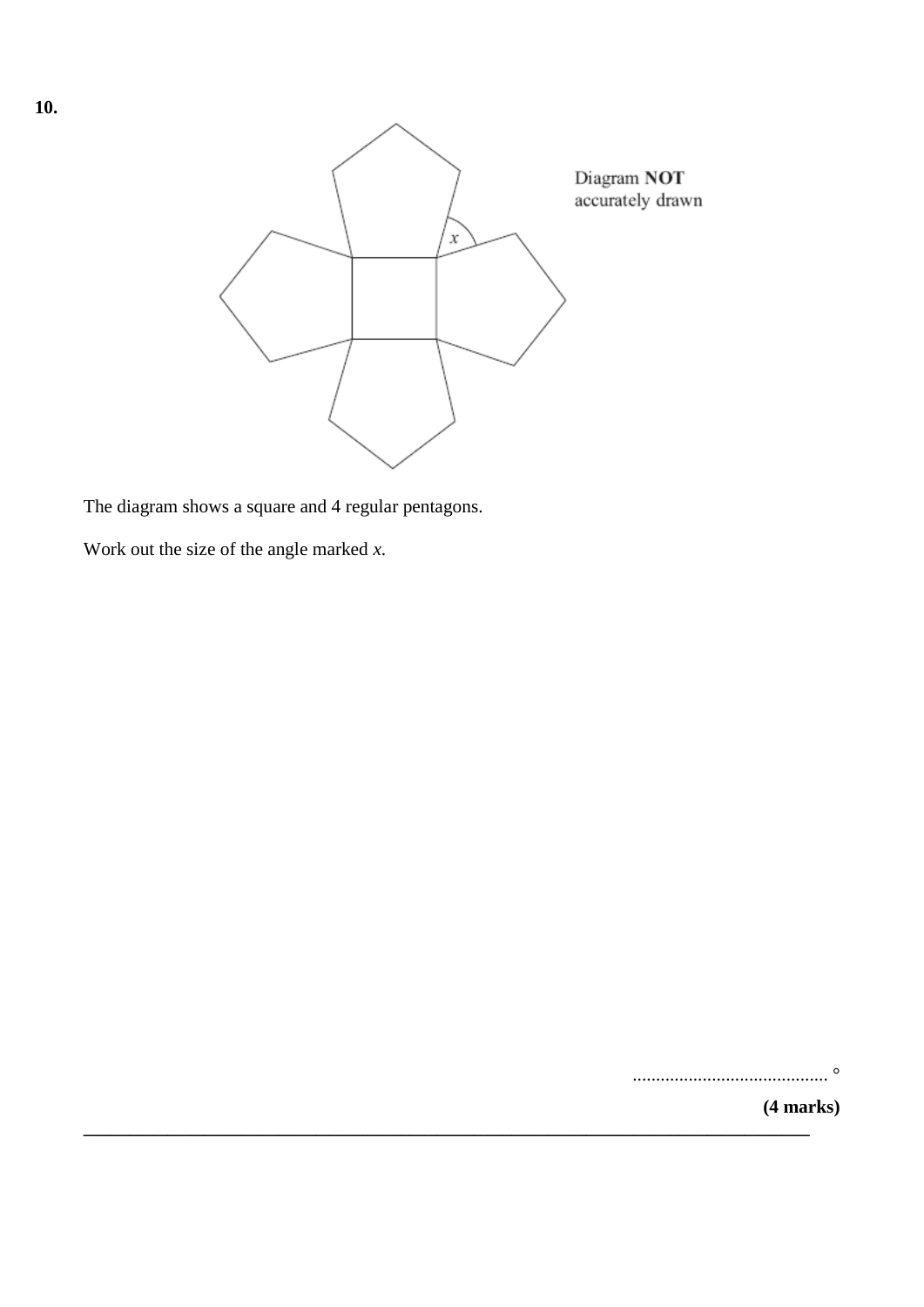**10.**

Diagram **NOT** accurately drawn

The diagram shows a square and 4 regular pentagons.

Work out the size of the angle marked $x$.

.......................................... °

**(4 marks)**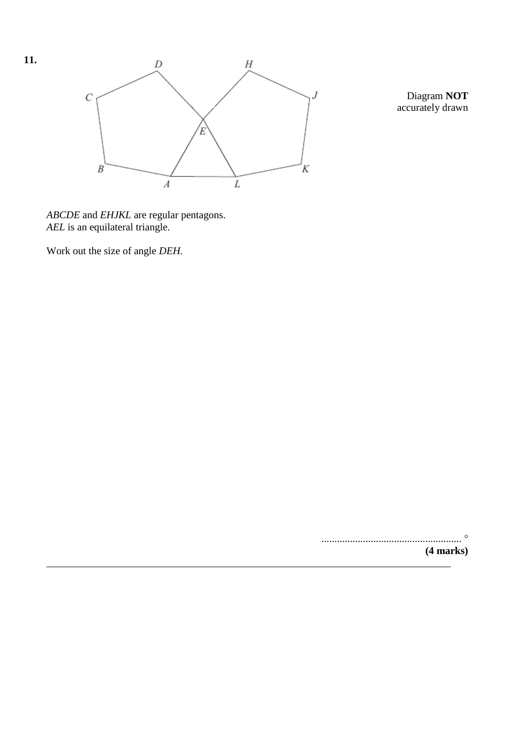**11.**

Diagram **NOT** accurately drawn

*ABCDE* and *EHJKL* are regular pentagons.
*AEL* is an equilateral triangle.

Work out the size of angle *DEH.*

......................................................... °

**(4 marks)**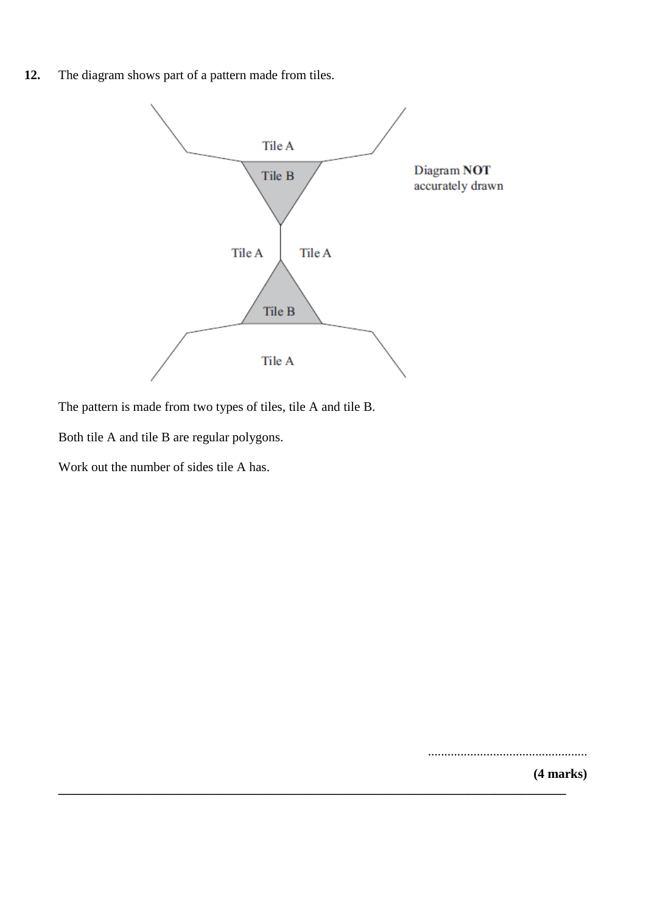**12.** The diagram shows part of a pattern made from tiles.

Tile A

Tile B

Tile A

Tile A

Tile B

Tile A

Diagram **NOT** accurately drawn

The pattern is made from two types of tiles, tile A and tile B.

Both tile A and tile B are regular polygons.

Work out the number of sides tile A has.

..................................................

**(4 marks)**